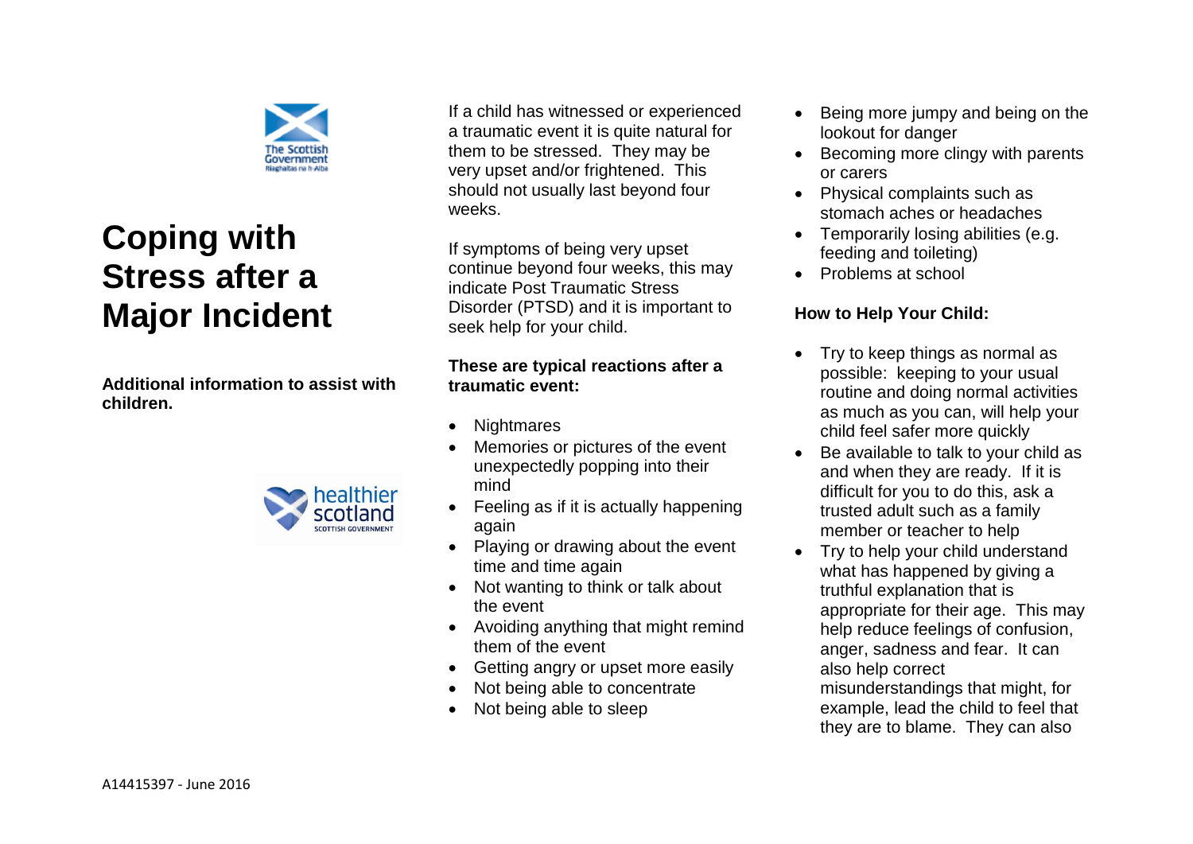The Scottish Government
Riaghaltas na h-Alba

# Coping with Stress after a Major Incident

**Additional information to assist with children.**

healthier scotland
SCOTTISH GOVERNMENT

If a child has witnessed or experienced a traumatic event it is quite natural for them to be stressed. They may be very upset and/or frightened. This should not usually last beyond four weeks.

If symptoms of being very upset continue beyond four weeks, this may indicate Post Traumatic Stress Disorder (PTSD) and it is important to seek help for your child.

**These are typical reactions after a traumatic event:**

- Nightmares
- Memories or pictures of the event unexpectedly popping into their mind
- Feeling as if it is actually happening again
- Playing or drawing about the event time and time again
- Not wanting to think or talk about the event
- Avoiding anything that might remind them of the event
- Getting angry or upset more easily
- Not being able to concentrate
- Not being able to sleep
- Being more jumpy and being on the lookout for danger
- Becoming more clingy with parents or carers
- Physical complaints such as stomach aches or headaches
- Temporarily losing abilities (e.g. feeding and toileting)
- Problems at school

**How to Help Your Child:**

- Try to keep things as normal as possible: keeping to your usual routine and doing normal activities as much as you can, will help your child feel safer more quickly
- Be available to talk to your child as and when they are ready. If it is difficult for you to do this, ask a trusted adult such as a family member or teacher to help
- Try to help your child understand what has happened by giving a truthful explanation that is appropriate for their age. This may help reduce feelings of confusion, anger, sadness and fear. It can also help correct misunderstandings that might, for example, lead the child to feel that they are to blame. They can also

A14415397 - June 2016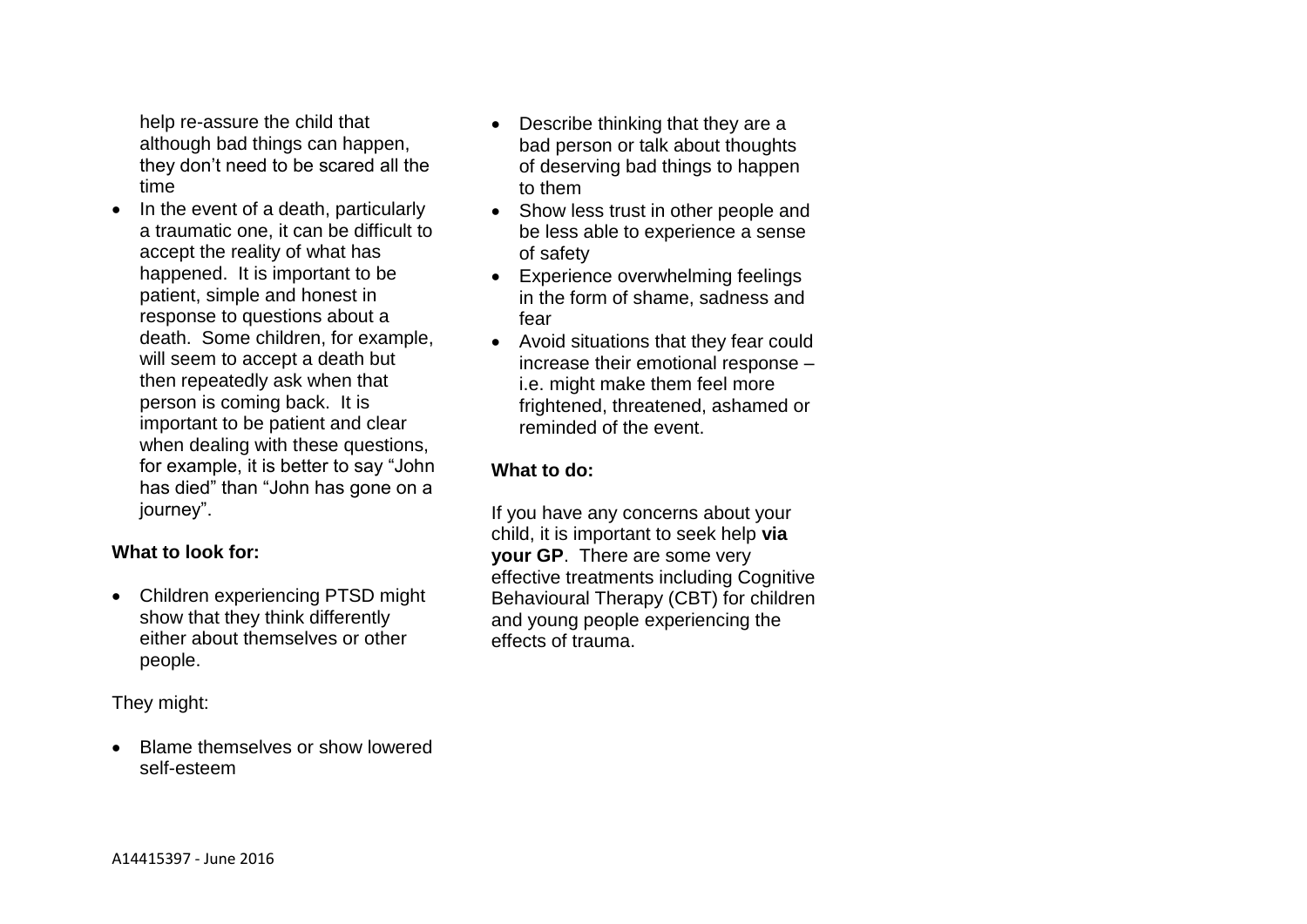help re-assure the child that although bad things can happen, they don't need to be scared all the time

- In the event of a death, particularly a traumatic one, it can be difficult to accept the reality of what has happened. It is important to be patient, simple and honest in response to questions about a death. Some children, for example, will seem to accept a death but then repeatedly ask when that person is coming back. It is important to be patient and clear when dealing with these questions, for example, it is better to say "John has died" than "John has gone on a journey".

**What to look for:**

- Children experiencing PTSD might show that they think differently either about themselves or other people.

They might:

- Blame themselves or show lowered self-esteem
- Describe thinking that they are a bad person or talk about thoughts of deserving bad things to happen to them
- Show less trust in other people and be less able to experience a sense of safety
- Experience overwhelming feelings in the form of shame, sadness and fear
- Avoid situations that they fear could increase their emotional response – i.e. might make them feel more frightened, threatened, ashamed or reminded of the event.

**What to do:**

If you have any concerns about your child, it is important to seek help **via your GP**. There are some very effective treatments including Cognitive Behavioural Therapy (CBT) for children and young people experiencing the effects of trauma.

A14415397 - June 2016